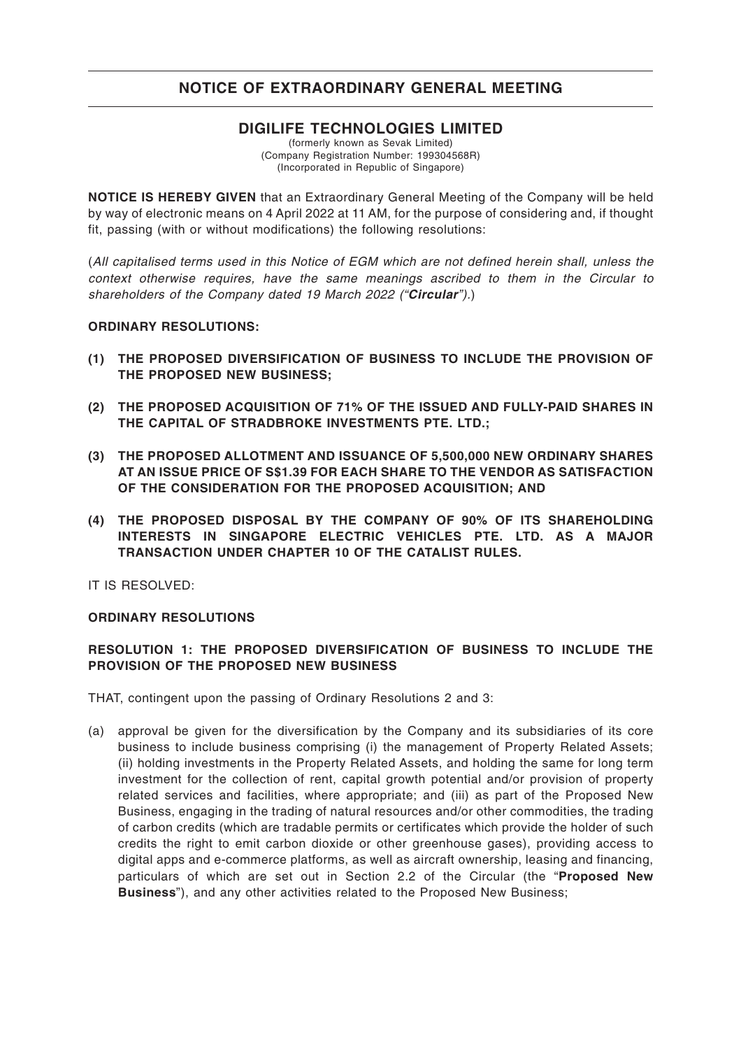# NOTICE OF EXTRAORDINARY GENERAL MEETING

## DIGILIFE TECHNOLOGIES LIMITED

(formerly known as Sevak Limited)
(Company Registration Number: 199304568R)
(Incorporated in Republic of Singapore)

**NOTICE IS HEREBY GIVEN** that an Extraordinary General Meeting of the Company will be held by way of electronic means on 4 April 2022 at 11 AM, for the purpose of considering and, if thought fit, passing (with or without modifications) the following resolutions:

(*All capitalised terms used in this Notice of EGM which are not defined herein shall, unless the context otherwise requires, have the same meanings ascribed to them in the Circular to shareholders of the Company dated 19 March 2022 ("**Circular**").*)

**ORDINARY RESOLUTIONS:**

**(1) THE PROPOSED DIVERSIFICATION OF BUSINESS TO INCLUDE THE PROVISION OF THE PROPOSED NEW BUSINESS;**

**(2) THE PROPOSED ACQUISITION OF 71% OF THE ISSUED AND FULLY-PAID SHARES IN THE CAPITAL OF STRADBROKE INVESTMENTS PTE. LTD.;**

**(3) THE PROPOSED ALLOTMENT AND ISSUANCE OF 5,500,000 NEW ORDINARY SHARES AT AN ISSUE PRICE OF S$1.39 FOR EACH SHARE TO THE VENDOR AS SATISFACTION OF THE CONSIDERATION FOR THE PROPOSED ACQUISITION; AND**

**(4) THE PROPOSED DISPOSAL BY THE COMPANY OF 90% OF ITS SHAREHOLDING INTERESTS IN SINGAPORE ELECTRIC VEHICLES PTE. LTD. AS A MAJOR TRANSACTION UNDER CHAPTER 10 OF THE CATALIST RULES.**

IT IS RESOLVED:

**ORDINARY RESOLUTIONS**

**RESOLUTION 1: THE PROPOSED DIVERSIFICATION OF BUSINESS TO INCLUDE THE PROVISION OF THE PROPOSED NEW BUSINESS**

THAT, contingent upon the passing of Ordinary Resolutions 2 and 3:

(a) approval be given for the diversification by the Company and its subsidiaries of its core business to include business comprising (i) the management of Property Related Assets; (ii) holding investments in the Property Related Assets, and holding the same for long term investment for the collection of rent, capital growth potential and/or provision of property related services and facilities, where appropriate; and (iii) as part of the Proposed New Business, engaging in the trading of natural resources and/or other commodities, the trading of carbon credits (which are tradable permits or certificates which provide the holder of such credits the right to emit carbon dioxide or other greenhouse gases), providing access to digital apps and e-commerce platforms, as well as aircraft ownership, leasing and financing, particulars of which are set out in Section 2.2 of the Circular (the "**Proposed New Business**"), and any other activities related to the Proposed New Business;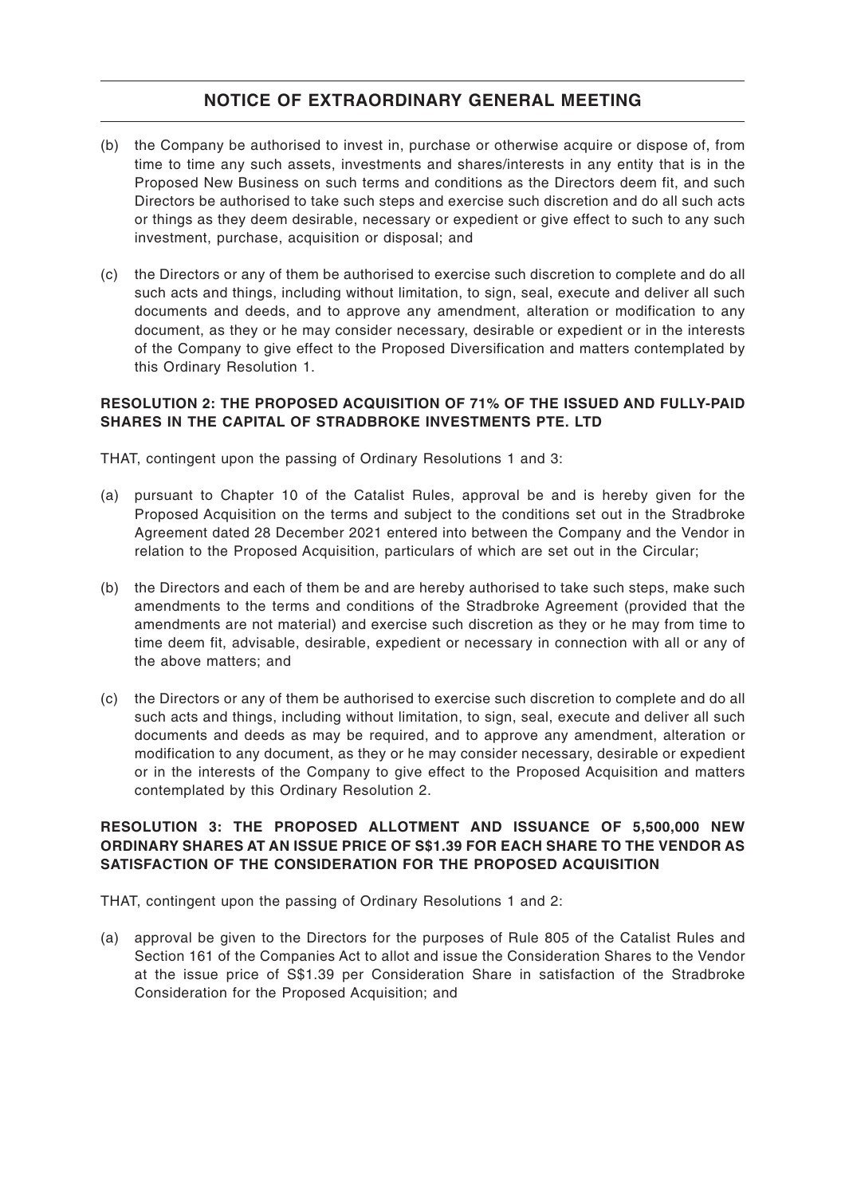# NOTICE OF EXTRAORDINARY GENERAL MEETING

(b) the Company be authorised to invest in, purchase or otherwise acquire or dispose of, from time to time any such assets, investments and shares/interests in any entity that is in the Proposed New Business on such terms and conditions as the Directors deem fit, and such Directors be authorised to take such steps and exercise such discretion and do all such acts or things as they deem desirable, necessary or expedient or give effect to such to any such investment, purchase, acquisition or disposal; and

(c) the Directors or any of them be authorised to exercise such discretion to complete and do all such acts and things, including without limitation, to sign, seal, execute and deliver all such documents and deeds, and to approve any amendment, alteration or modification to any document, as they or he may consider necessary, desirable or expedient or in the interests of the Company to give effect to the Proposed Diversification and matters contemplated by this Ordinary Resolution 1.

**RESOLUTION 2: THE PROPOSED ACQUISITION OF 71% OF THE ISSUED AND FULLY-PAID SHARES IN THE CAPITAL OF STRADBROKE INVESTMENTS PTE. LTD**

THAT, contingent upon the passing of Ordinary Resolutions 1 and 3:

(a) pursuant to Chapter 10 of the Catalist Rules, approval be and is hereby given for the Proposed Acquisition on the terms and subject to the conditions set out in the Stradbroke Agreement dated 28 December 2021 entered into between the Company and the Vendor in relation to the Proposed Acquisition, particulars of which are set out in the Circular;

(b) the Directors and each of them be and are hereby authorised to take such steps, make such amendments to the terms and conditions of the Stradbroke Agreement (provided that the amendments are not material) and exercise such discretion as they or he may from time to time deem fit, advisable, desirable, expedient or necessary in connection with all or any of the above matters; and

(c) the Directors or any of them be authorised to exercise such discretion to complete and do all such acts and things, including without limitation, to sign, seal, execute and deliver all such documents and deeds as may be required, and to approve any amendment, alteration or modification to any document, as they or he may consider necessary, desirable or expedient or in the interests of the Company to give effect to the Proposed Acquisition and matters contemplated by this Ordinary Resolution 2.

**RESOLUTION 3: THE PROPOSED ALLOTMENT AND ISSUANCE OF 5,500,000 NEW ORDINARY SHARES AT AN ISSUE PRICE OF S$1.39 FOR EACH SHARE TO THE VENDOR AS SATISFACTION OF THE CONSIDERATION FOR THE PROPOSED ACQUISITION**

THAT, contingent upon the passing of Ordinary Resolutions 1 and 2:

(a) approval be given to the Directors for the purposes of Rule 805 of the Catalist Rules and Section 161 of the Companies Act to allot and issue the Consideration Shares to the Vendor at the issue price of S$1.39 per Consideration Share in satisfaction of the Stradbroke Consideration for the Proposed Acquisition; and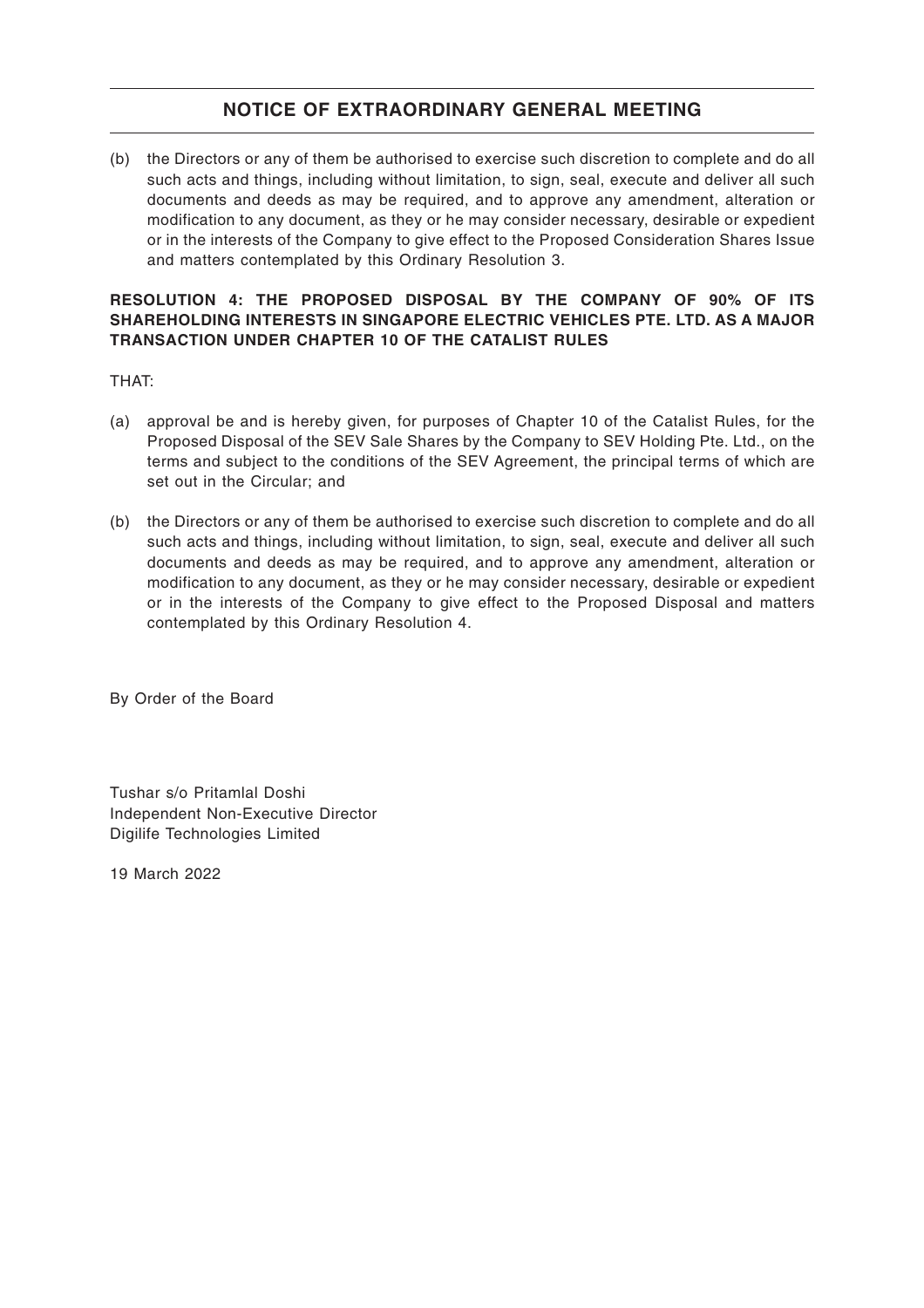## NOTICE OF EXTRAORDINARY GENERAL MEETING

(b) the Directors or any of them be authorised to exercise such discretion to complete and do all such acts and things, including without limitation, to sign, seal, execute and deliver all such documents and deeds as may be required, and to approve any amendment, alteration or modification to any document, as they or he may consider necessary, desirable or expedient or in the interests of the Company to give effect to the Proposed Consideration Shares Issue and matters contemplated by this Ordinary Resolution 3.

**RESOLUTION 4: THE PROPOSED DISPOSAL BY THE COMPANY OF 90% OF ITS SHAREHOLDING INTERESTS IN SINGAPORE ELECTRIC VEHICLES PTE. LTD. AS A MAJOR TRANSACTION UNDER CHAPTER 10 OF THE CATALIST RULES**

THAT:

(a) approval be and is hereby given, for purposes of Chapter 10 of the Catalist Rules, for the Proposed Disposal of the SEV Sale Shares by the Company to SEV Holding Pte. Ltd., on the terms and subject to the conditions of the SEV Agreement, the principal terms of which are set out in the Circular; and

(b) the Directors or any of them be authorised to exercise such discretion to complete and do all such acts and things, including without limitation, to sign, seal, execute and deliver all such documents and deeds as may be required, and to approve any amendment, alteration or modification to any document, as they or he may consider necessary, desirable or expedient or in the interests of the Company to give effect to the Proposed Disposal and matters contemplated by this Ordinary Resolution 4.

By Order of the Board

Tushar s/o Pritamlal Doshi
Independent Non-Executive Director
Digilife Technologies Limited

19 March 2022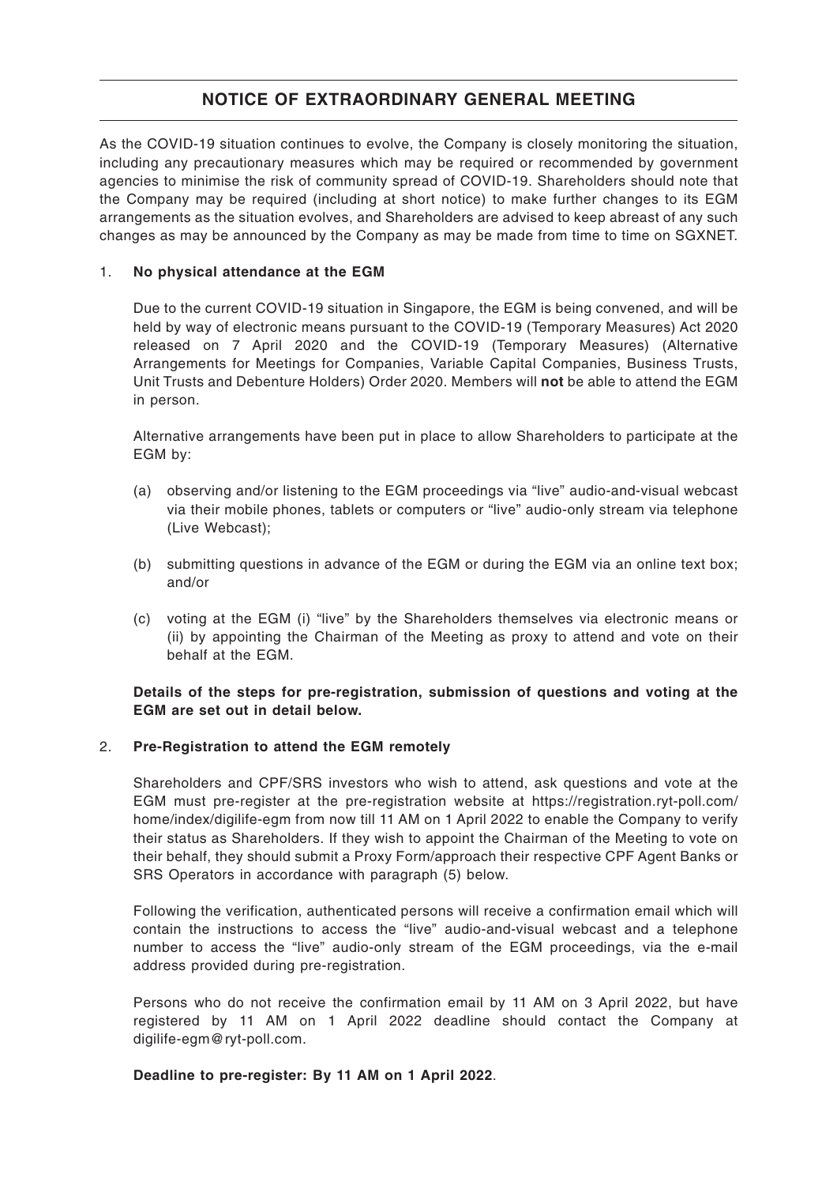## NOTICE OF EXTRAORDINARY GENERAL MEETING

As the COVID-19 situation continues to evolve, the Company is closely monitoring the situation, including any precautionary measures which may be required or recommended by government agencies to minimise the risk of community spread of COVID-19. Shareholders should note that the Company may be required (including at short notice) to make further changes to its EGM arrangements as the situation evolves, and Shareholders are advised to keep abreast of any such changes as may be announced by the Company as may be made from time to time on SGXNET.

1. **No physical attendance at the EGM**

   Due to the current COVID-19 situation in Singapore, the EGM is being convened, and will be held by way of electronic means pursuant to the COVID-19 (Temporary Measures) Act 2020 released on 7 April 2020 and the COVID-19 (Temporary Measures) (Alternative Arrangements for Meetings for Companies, Variable Capital Companies, Business Trusts, Unit Trusts and Debenture Holders) Order 2020. Members will **not** be able to attend the EGM in person.

   Alternative arrangements have been put in place to allow Shareholders to participate at the EGM by:

   (a) observing and/or listening to the EGM proceedings via "live" audio-and-visual webcast via their mobile phones, tablets or computers or "live" audio-only stream via telephone (Live Webcast);

   (b) submitting questions in advance of the EGM or during the EGM via an online text box; and/or

   (c) voting at the EGM (i) "live" by the Shareholders themselves via electronic means or (ii) by appointing the Chairman of the Meeting as proxy to attend and vote on their behalf at the EGM.

   **Details of the steps for pre-registration, submission of questions and voting at the EGM are set out in detail below.**

2. **Pre-Registration to attend the EGM remotely**

   Shareholders and CPF/SRS investors who wish to attend, ask questions and vote at the EGM must pre-register at the pre-registration website at https://registration.ryt-poll.com/home/index/digilife-egm from now till 11 AM on 1 April 2022 to enable the Company to verify their status as Shareholders. If they wish to appoint the Chairman of the Meeting to vote on their behalf, they should submit a Proxy Form/approach their respective CPF Agent Banks or SRS Operators in accordance with paragraph (5) below.

   Following the verification, authenticated persons will receive a confirmation email which will contain the instructions to access the "live" audio-and-visual webcast and a telephone number to access the "live" audio-only stream of the EGM proceedings, via the e-mail address provided during pre-registration.

   Persons who do not receive the confirmation email by 11 AM on 3 April 2022, but have registered by 11 AM on 1 April 2022 deadline should contact the Company at digilife-egm@ryt-poll.com.

   **Deadline to pre-register: By 11 AM on 1 April 2022**.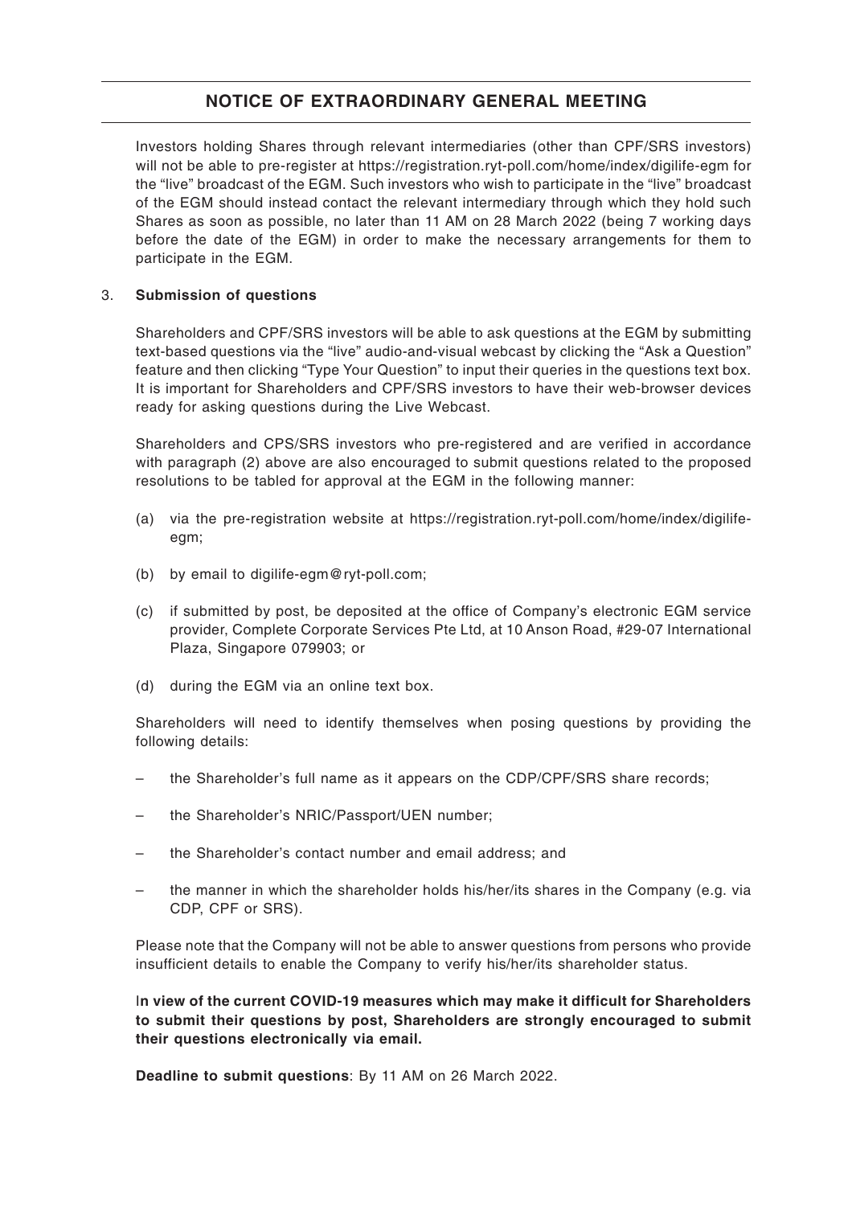# NOTICE OF EXTRAORDINARY GENERAL MEETING

Investors holding Shares through relevant intermediaries (other than CPF/SRS investors) will not be able to pre-register at https://registration.ryt-poll.com/home/index/digilife-egm for the "live" broadcast of the EGM. Such investors who wish to participate in the "live" broadcast of the EGM should instead contact the relevant intermediary through which they hold such Shares as soon as possible, no later than 11 AM on 28 March 2022 (being 7 working days before the date of the EGM) in order to make the necessary arrangements for them to participate in the EGM.

3. **Submission of questions**

Shareholders and CPF/SRS investors will be able to ask questions at the EGM by submitting text-based questions via the "live" audio-and-visual webcast by clicking the "Ask a Question" feature and then clicking "Type Your Question" to input their queries in the questions text box. It is important for Shareholders and CPF/SRS investors to have their web-browser devices ready for asking questions during the Live Webcast.

Shareholders and CPS/SRS investors who pre-registered and are verified in accordance with paragraph (2) above are also encouraged to submit questions related to the proposed resolutions to be tabled for approval at the EGM in the following manner:

(a) via the pre-registration website at https://registration.ryt-poll.com/home/index/digilife-egm;

(b) by email to digilife-egm@ryt-poll.com;

(c) if submitted by post, be deposited at the office of Company's electronic EGM service provider, Complete Corporate Services Pte Ltd, at 10 Anson Road, #29-07 International Plaza, Singapore 079903; or

(d) during the EGM via an online text box.

Shareholders will need to identify themselves when posing questions by providing the following details:

– the Shareholder's full name as it appears on the CDP/CPF/SRS share records;

– the Shareholder's NRIC/Passport/UEN number;

– the Shareholder's contact number and email address; and

– the manner in which the shareholder holds his/her/its shares in the Company (e.g. via CDP, CPF or SRS).

Please note that the Company will not be able to answer questions from persons who provide insufficient details to enable the Company to verify his/her/its shareholder status.

**In view of the current COVID-19 measures which may make it difficult for Shareholders to submit their questions by post, Shareholders are strongly encouraged to submit their questions electronically via email.**

**Deadline to submit questions**: By 11 AM on 26 March 2022.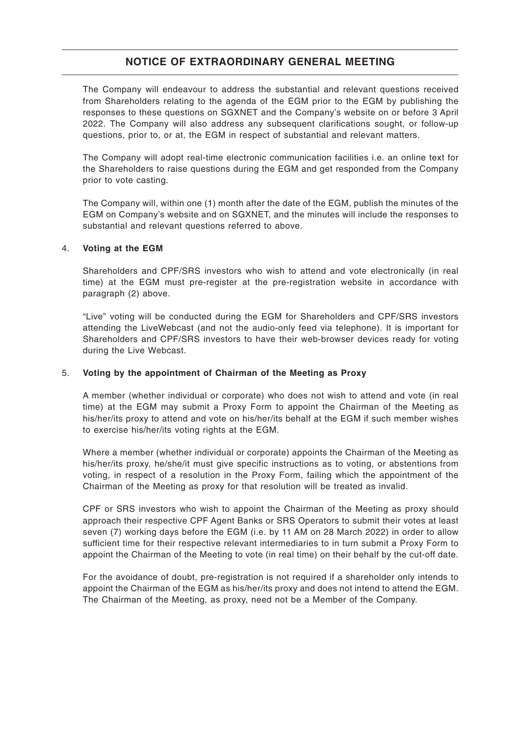# NOTICE OF EXTRAORDINARY GENERAL MEETING

The Company will endeavour to address the substantial and relevant questions received from Shareholders relating to the agenda of the EGM prior to the EGM by publishing the responses to these questions on SGXNET and the Company's website on or before 3 April 2022. The Company will also address any subsequent clarifications sought, or follow-up questions, prior to, or at, the EGM in respect of substantial and relevant matters.

The Company will adopt real-time electronic communication facilities i.e. an online text for the Shareholders to raise questions during the EGM and get responded from the Company prior to vote casting.

The Company will, within one (1) month after the date of the EGM, publish the minutes of the EGM on Company's website and on SGXNET, and the minutes will include the responses to substantial and relevant questions referred to above.

4. **Voting at the EGM**

   Shareholders and CPF/SRS investors who wish to attend and vote electronically (in real time) at the EGM must pre-register at the pre-registration website in accordance with paragraph (2) above.

   "Live" voting will be conducted during the EGM for Shareholders and CPF/SRS investors attending the LiveWebcast (and not the audio-only feed via telephone). It is important for Shareholders and CPF/SRS investors to have their web-browser devices ready for voting during the Live Webcast.

5. **Voting by the appointment of Chairman of the Meeting as Proxy**

   A member (whether individual or corporate) who does not wish to attend and vote (in real time) at the EGM may submit a Proxy Form to appoint the Chairman of the Meeting as his/her/its proxy to attend and vote on his/her/its behalf at the EGM if such member wishes to exercise his/her/its voting rights at the EGM.

   Where a member (whether individual or corporate) appoints the Chairman of the Meeting as his/her/its proxy, he/she/it must give specific instructions as to voting, or abstentions from voting, in respect of a resolution in the Proxy Form, failing which the appointment of the Chairman of the Meeting as proxy for that resolution will be treated as invalid.

   CPF or SRS investors who wish to appoint the Chairman of the Meeting as proxy should approach their respective CPF Agent Banks or SRS Operators to submit their votes at least seven (7) working days before the EGM (i.e. by 11 AM on 28 March 2022) in order to allow sufficient time for their respective relevant intermediaries to in turn submit a Proxy Form to appoint the Chairman of the Meeting to vote (in real time) on their behalf by the cut-off date.

   For the avoidance of doubt, pre-registration is not required if a shareholder only intends to appoint the Chairman of the EGM as his/her/its proxy and does not intend to attend the EGM. The Chairman of the Meeting, as proxy, need not be a Member of the Company.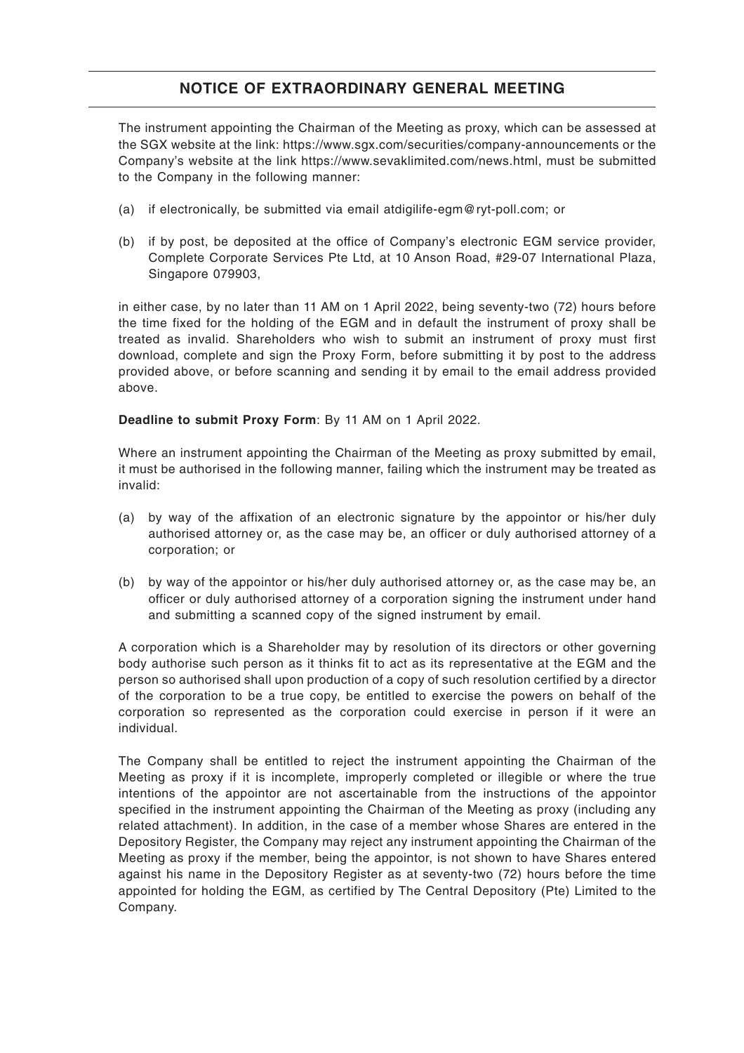## NOTICE OF EXTRAORDINARY GENERAL MEETING

The instrument appointing the Chairman of the Meeting as proxy, which can be assessed at the SGX website at the link: https://www.sgx.com/securities/company-announcements or the Company's website at the link https://www.sevaklimited.com/news.html, must be submitted to the Company in the following manner:

(a) if electronically, be submitted via email atdigilife-egm@ryt-poll.com; or

(b) if by post, be deposited at the office of Company's electronic EGM service provider, Complete Corporate Services Pte Ltd, at 10 Anson Road, #29-07 International Plaza, Singapore 079903,

in either case, by no later than 11 AM on 1 April 2022, being seventy-two (72) hours before the time fixed for the holding of the EGM and in default the instrument of proxy shall be treated as invalid. Shareholders who wish to submit an instrument of proxy must first download, complete and sign the Proxy Form, before submitting it by post to the address provided above, or before scanning and sending it by email to the email address provided above.

**Deadline to submit Proxy Form**: By 11 AM on 1 April 2022.

Where an instrument appointing the Chairman of the Meeting as proxy submitted by email, it must be authorised in the following manner, failing which the instrument may be treated as invalid:

(a) by way of the affixation of an electronic signature by the appointor or his/her duly authorised attorney or, as the case may be, an officer or duly authorised attorney of a corporation; or

(b) by way of the appointor or his/her duly authorised attorney or, as the case may be, an officer or duly authorised attorney of a corporation signing the instrument under hand and submitting a scanned copy of the signed instrument by email.

A corporation which is a Shareholder may by resolution of its directors or other governing body authorise such person as it thinks fit to act as its representative at the EGM and the person so authorised shall upon production of a copy of such resolution certified by a director of the corporation to be a true copy, be entitled to exercise the powers on behalf of the corporation so represented as the corporation could exercise in person if it were an individual.

The Company shall be entitled to reject the instrument appointing the Chairman of the Meeting as proxy if it is incomplete, improperly completed or illegible or where the true intentions of the appointor are not ascertainable from the instructions of the appointor specified in the instrument appointing the Chairman of the Meeting as proxy (including any related attachment). In addition, in the case of a member whose Shares are entered in the Depository Register, the Company may reject any instrument appointing the Chairman of the Meeting as proxy if the member, being the appointor, is not shown to have Shares entered against his name in the Depository Register as at seventy-two (72) hours before the time appointed for holding the EGM, as certified by The Central Depository (Pte) Limited to the Company.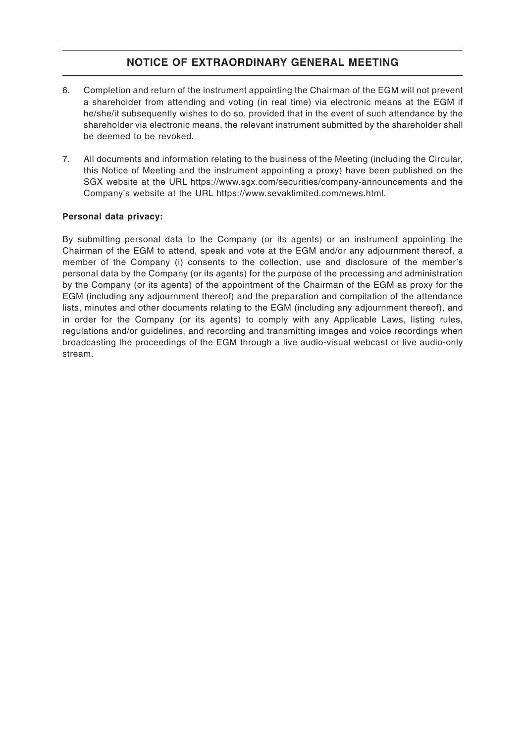## NOTICE OF EXTRAORDINARY GENERAL MEETING

6. Completion and return of the instrument appointing the Chairman of the EGM will not prevent a shareholder from attending and voting (in real time) via electronic means at the EGM if he/she/it subsequently wishes to do so, provided that in the event of such attendance by the shareholder via electronic means, the relevant instrument submitted by the shareholder shall be deemed to be revoked.

7. All documents and information relating to the business of the Meeting (including the Circular, this Notice of Meeting and the instrument appointing a proxy) have been published on the SGX website at the URL https://www.sgx.com/securities/company-announcements and the Company's website at the URL https://www.sevaklimited.com/news.html.

**Personal data privacy:**

By submitting personal data to the Company (or its agents) or an instrument appointing the Chairman of the EGM to attend, speak and vote at the EGM and/or any adjournment thereof, a member of the Company (i) consents to the collection, use and disclosure of the member's personal data by the Company (or its agents) for the purpose of the processing and administration by the Company (or its agents) of the appointment of the Chairman of the EGM as proxy for the EGM (including any adjournment thereof) and the preparation and compilation of the attendance lists, minutes and other documents relating to the EGM (including any adjournment thereof), and in order for the Company (or its agents) to comply with any Applicable Laws, listing rules, regulations and/or guidelines, and recording and transmitting images and voice recordings when broadcasting the proceedings of the EGM through a live audio-visual webcast or live audio-only stream.